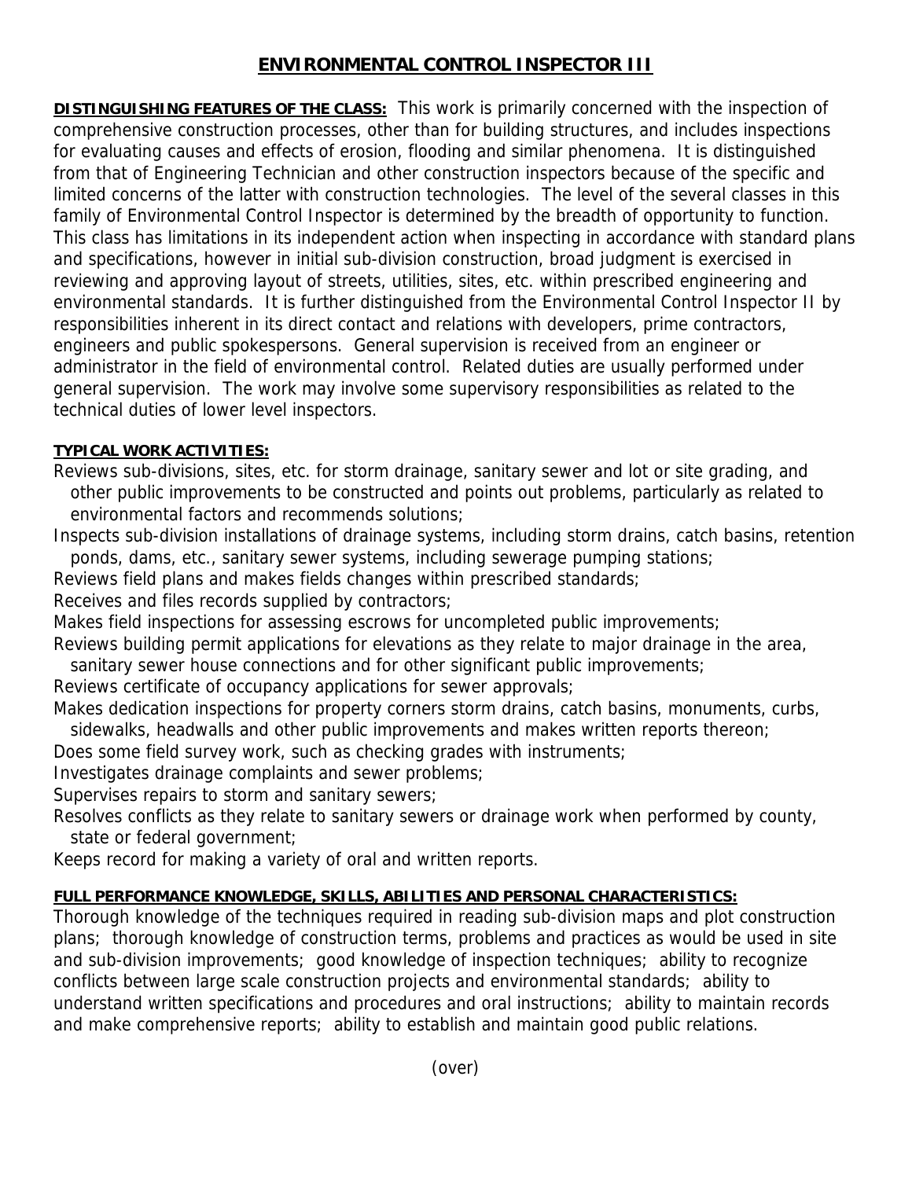# ENVIRONMENTAL CONTROL INSPECTOR III

**DISTINGUISHING FEATURES OF THE CLASS:** This work is primarily concerned with the inspection of comprehensive construction processes, other than for building structures, and includes inspections for evaluating causes and effects of erosion, flooding and similar phenomena. It is distinguished from that of Engineering Technician and other construction inspectors because of the specific and limited concerns of the latter with construction technologies. The level of the several classes in this family of Environmental Control Inspector is determined by the breadth of opportunity to function. This class has limitations in its independent action when inspecting in accordance with standard plans and specifications, however in initial sub-division construction, broad judgment is exercised in reviewing and approving layout of streets, utilities, sites, etc. within prescribed engineering and environmental standards. It is further distinguished from the Environmental Control Inspector II by responsibilities inherent in its direct contact and relations with developers, prime contractors, engineers and public spokespersons. General supervision is received from an engineer or administrator in the field of environmental control. Related duties are usually performed under general supervision. The work may involve some supervisory responsibilities as related to the technical duties of lower level inspectors.

**TYPICAL WORK ACTIVITIES:**

Reviews sub-divisions, sites, etc. for storm drainage, sanitary sewer and lot or site grading, and other public improvements to be constructed and points out problems, particularly as related to environmental factors and recommends solutions;

Inspects sub-division installations of drainage systems, including storm drains, catch basins, retention ponds, dams, etc., sanitary sewer systems, including sewerage pumping stations;

Reviews field plans and makes fields changes within prescribed standards;

Receives and files records supplied by contractors;

Makes field inspections for assessing escrows for uncompleted public improvements;

Reviews building permit applications for elevations as they relate to major drainage in the area, sanitary sewer house connections and for other significant public improvements;

Reviews certificate of occupancy applications for sewer approvals;

Makes dedication inspections for property corners storm drains, catch basins, monuments, curbs, sidewalks, headwalls and other public improvements and makes written reports thereon;

Does some field survey work, such as checking grades with instruments;

Investigates drainage complaints and sewer problems;

Supervises repairs to storm and sanitary sewers;

Resolves conflicts as they relate to sanitary sewers or drainage work when performed by county, state or federal government;

Keeps record for making a variety of oral and written reports.

**FULL PERFORMANCE KNOWLEDGE, SKILLS, ABILITIES AND PERSONAL CHARACTERISTICS:**

Thorough knowledge of the techniques required in reading sub-division maps and plot construction plans; thorough knowledge of construction terms, problems and practices as would be used in site and sub-division improvements; good knowledge of inspection techniques; ability to recognize conflicts between large scale construction projects and environmental standards; ability to understand written specifications and procedures and oral instructions; ability to maintain records and make comprehensive reports; ability to establish and maintain good public relations.

(over)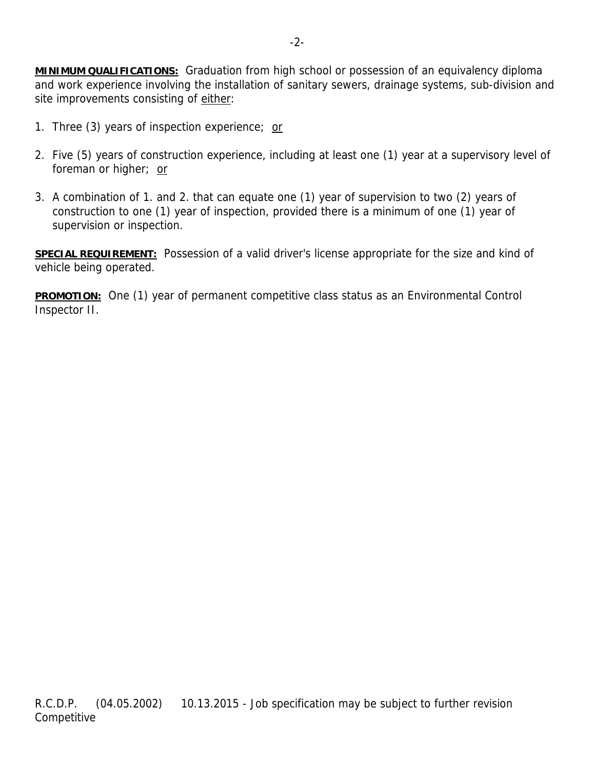**MINIMUM QUALIFICATIONS:** Graduation from high school or possession of an equivalency diploma and work experience involving the installation of sanitary sewers, drainage systems, sub-division and site improvements consisting of either:

1. Three (3) years of inspection experience; or

2. Five (5) years of construction experience, including at least one (1) year at a supervisory level of foreman or higher; or

3. A combination of 1. and 2. that can equate one (1) year of supervision to two (2) years of construction to one (1) year of inspection, provided there is a minimum of one (1) year of supervision or inspection.

**SPECIAL REQUIREMENT:** Possession of a valid driver's license appropriate for the size and kind of vehicle being operated.

**PROMOTION:** One (1) year of permanent competitive class status as an Environmental Control Inspector II.

R.C.D.P. (04.05.2002) 10.13.2015 - Job specification may be subject to further revision
Competitive